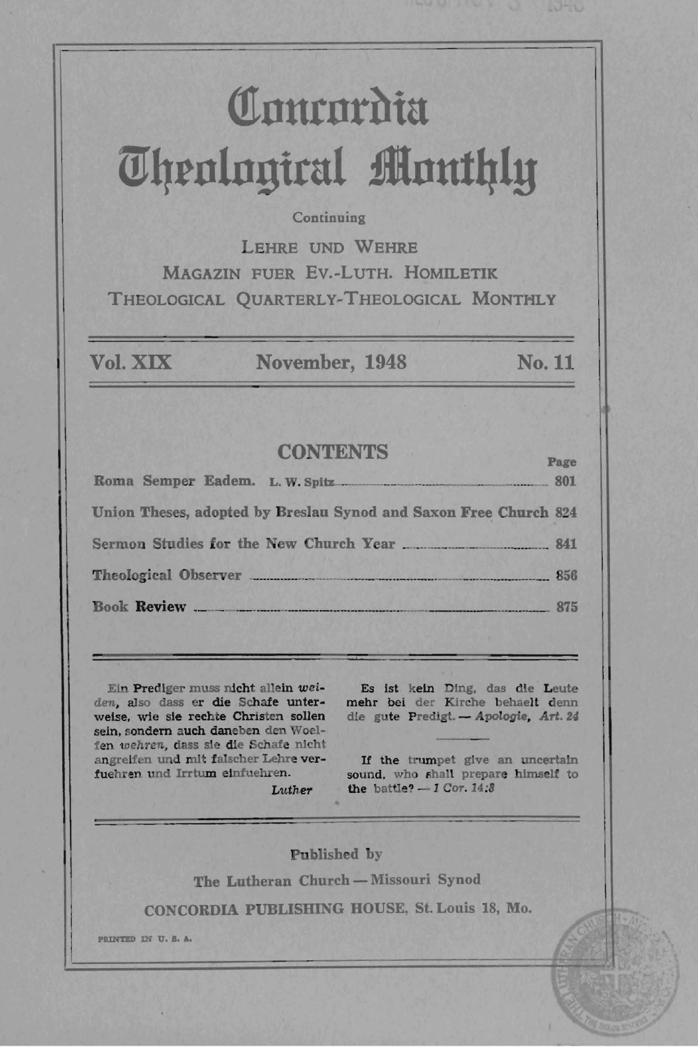# Concordia Theological Monthly

Continuing

LEHRE UND WEHRE
MAGAZIN FUER EV.-LUTH. HOMILETIK
THEOLOGICAL QUARTERLY-THEOLOGICAL MONTHLY

**Vol. XIX** | **November, 1948** | **No. 11**

## CONTENTS

| | Page |
|---|---|
| **Roma Semper Eadem.** L. W. Spitz | 801 |
| **Union Theses, adopted by Breslau Synod and Saxon Free Church** | 824 |
| **Sermon Studies for the New Church Year** | 841 |
| **Theological Observer** | 856 |
| **Book Review** | 875 |

Ein Prediger muss nicht allein *weiden*, also dass er die Schafe unterweise, wie sie rechte Christen sollen sein, sondern auch daneben den Woelfen *wehren*, dass sie die Schafe nicht angreifen und mit falscher Lehre verfuehren und Irrtum einfuehren.

*Luther*

Es ist kein Ding, das die Leute mehr bei der Kirche behaelt denn die gute Predigt. — *Apologie, Art. 24*

If the trumpet give an uncertain sound, who shall prepare himself to the battle? — *1 Cor. 14:8*

Published by

The Lutheran Church — Missouri Synod

CONCORDIA PUBLISHING HOUSE, St. Louis 18, Mo.

PRINTED IN U. S. A.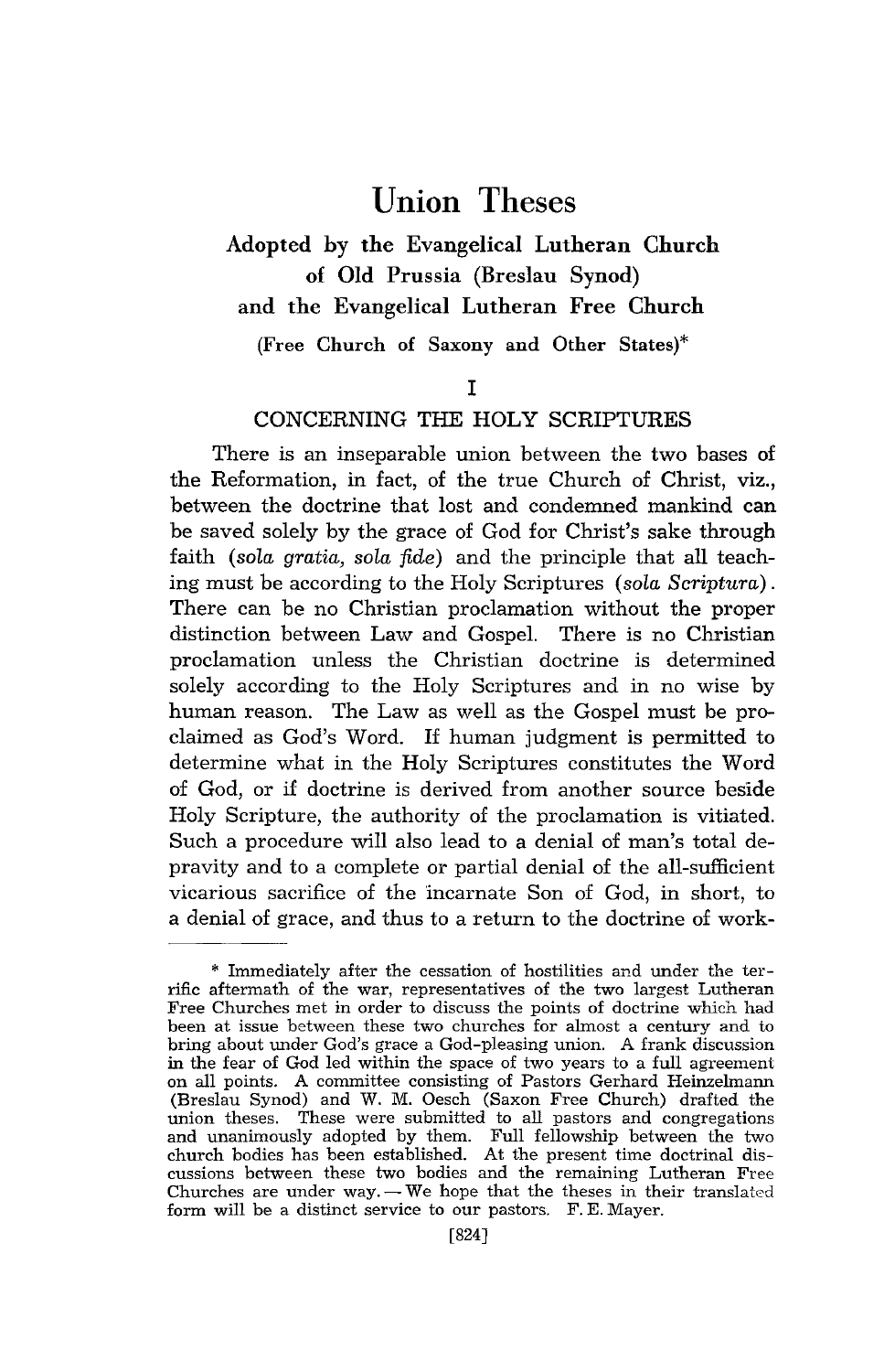# Union Theses

## Adopted by the Evangelical Lutheran Church of Old Prussia (Breslau Synod) and the Evangelical Lutheran Free Church

### (Free Church of Saxony and Other States)*

## I

## CONCERNING THE HOLY SCRIPTURES

There is an inseparable union between the two bases of the Reformation, in fact, of the true Church of Christ, viz., between the doctrine that lost and condemned mankind can be saved solely by the grace of God for Christ's sake through faith (*sola gratia, sola fide*) and the principle that all teaching must be according to the Holy Scriptures (*sola Scriptura*). There can be no Christian proclamation without the proper distinction between Law and Gospel. There is no Christian proclamation unless the Christian doctrine is determined solely according to the Holy Scriptures and in no wise by human reason. The Law as well as the Gospel must be proclaimed as God's Word. If human judgment is permitted to determine what in the Holy Scriptures constitutes the Word of God, or if doctrine is derived from another source beside Holy Scripture, the authority of the proclamation is vitiated. Such a procedure will also lead to a denial of man's total depravity and to a complete or partial denial of the all-sufficient vicarious sacrifice of the incarnate Son of God, in short, to a denial of grace, and thus to a return to the doctrine of work-

---

* Immediately after the cessation of hostilities and under the terrific aftermath of the war, representatives of the two largest Lutheran Free Churches met in order to discuss the points of doctrine which had been at issue between these two churches for almost a century and to bring about under God's grace a God-pleasing union. A frank discussion in the fear of God led within the space of two years to a full agreement on all points. A committee consisting of Pastors Gerhard Heinzelmann (Breslau Synod) and W. M. Oesch (Saxon Free Church) drafted the union theses. These were submitted to all pastors and congregations and unanimously adopted by them. Full fellowship between the two church bodies has been established. At the present time doctrinal discussions between these two bodies and the remaining Lutheran Free Churches are under way. — We hope that the theses in their translated form will be a distinct service to our pastors. F. E. Mayer.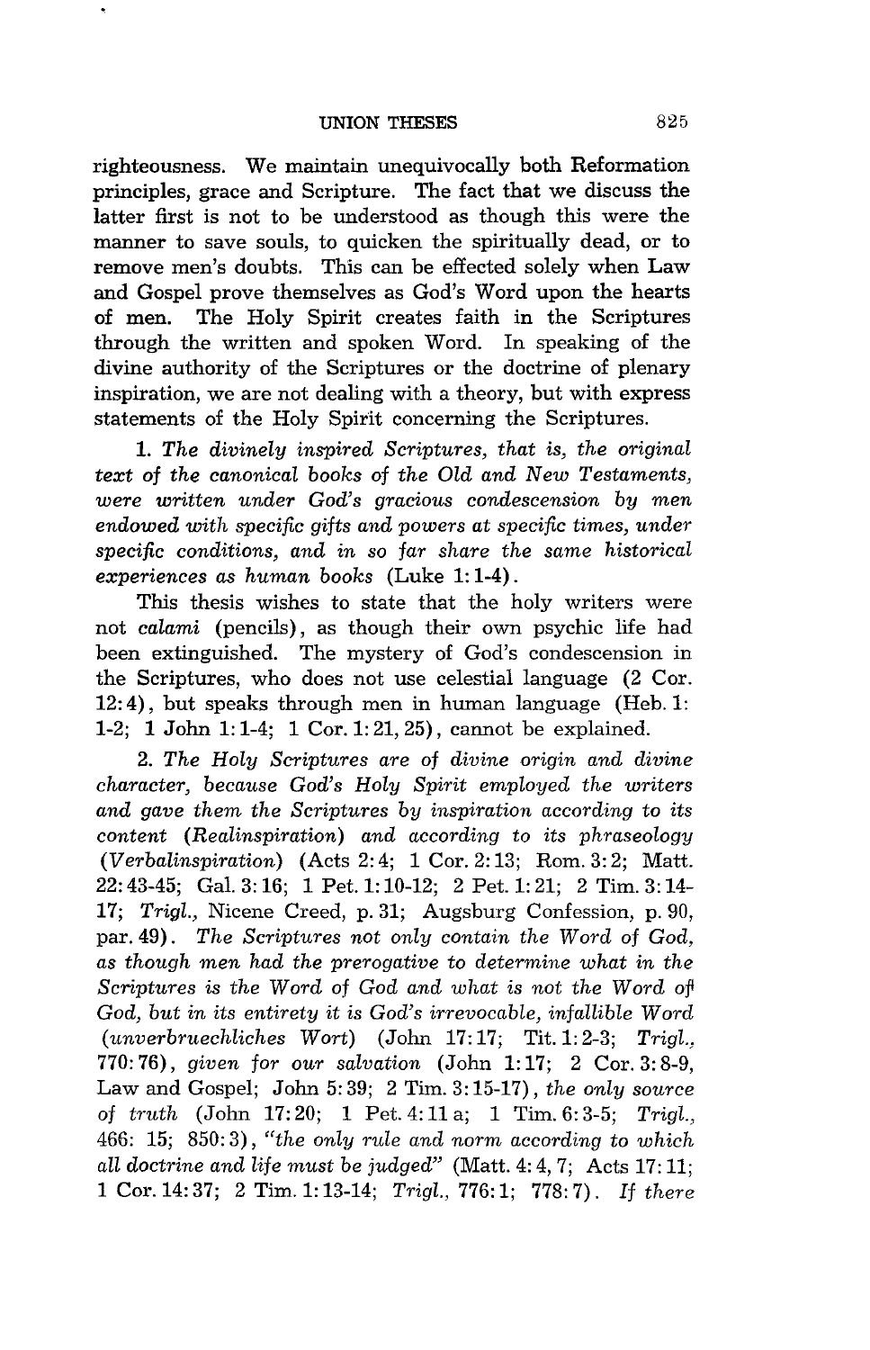righteousness. We maintain unequivocally both Reformation principles, grace and Scripture. The fact that we discuss the latter first is not to be understood as though this were the manner to save souls, to quicken the spiritually dead, or to remove men's doubts. This can be effected solely when Law and Gospel prove themselves as God's Word upon the hearts of men. The Holy Spirit creates faith in the Scriptures through the written and spoken Word. In speaking of the divine authority of the Scriptures or the doctrine of plenary inspiration, we are not dealing with a theory, but with express statements of the Holy Spirit concerning the Scriptures.

1. *The divinely inspired Scriptures, that is, the original text of the canonical books of the Old and New Testaments, were written under God's gracious condescension by men endowed with specific gifts and powers at specific times, under specific conditions, and in so far share the same historical experiences as human books* (Luke 1:1-4).

This thesis wishes to state that the holy writers were not *calami* (pencils), as though their own psychic life had been extinguished. The mystery of God's condescension in the Scriptures, who does not use celestial language (2 Cor. 12:4), but speaks through men in human language (Heb. 1:1-2; 1 John 1:1-4; 1 Cor. 1:21, 25), cannot be explained.

2. *The Holy Scriptures are of divine origin and divine character, because God's Holy Spirit employed the writers and gave them the Scriptures by inspiration according to its content (Realinspiration) and according to its phraseology (Verbalinspiration)* (Acts 2:4; 1 Cor. 2:13; Rom. 3:2; Matt. 22:43-45; Gal. 3:16; 1 Pet. 1:10-12; 2 Pet. 1:21; 2 Tim. 3:14-17; *Trigl.*, Nicene Creed, p. 31; Augsburg Confession, p. 90, par. 49). *The Scriptures not only contain the Word of God, as though men had the prerogative to determine what in the Scriptures is the Word of God and what is not the Word of God, but in its entirety it is God's irrevocable, infallible Word (unverbruechliches Wort)* (John 17:17; Tit. 1:2-3; *Trigl.*, 770:76), *given for our salvation* (John 1:17; 2 Cor. 3:8-9, Law and Gospel; John 5:39; 2 Tim. 3:15-17), *the only source of truth* (John 17:20; 1 Pet. 4:11 a; 1 Tim. 6:3-5; *Trigl.*, 466: 15; 850:3), *"the only rule and norm according to which all doctrine and life must be judged"* (Matt. 4:4, 7; Acts 17:11; 1 Cor. 14:37; 2 Tim. 1:13-14; *Trigl.*, 776:1; 778:7). *If there*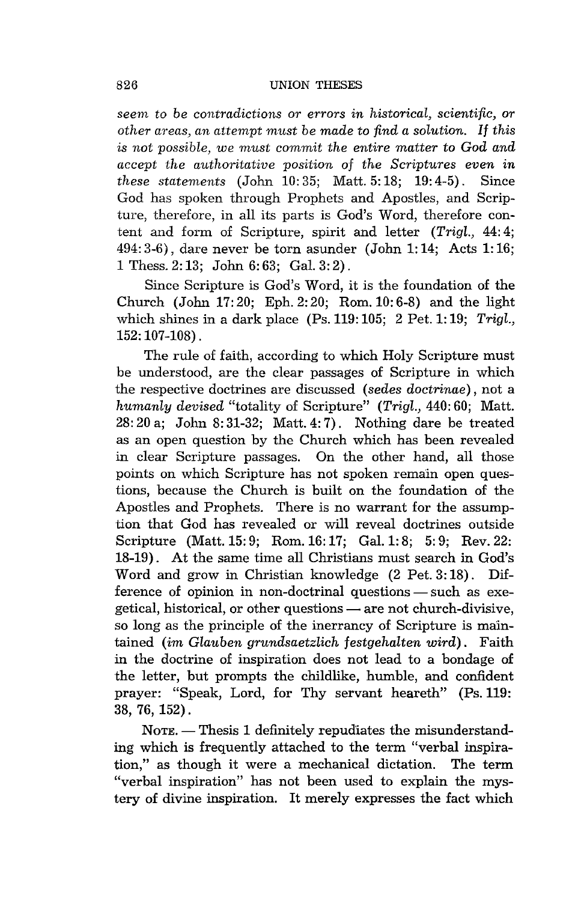*seem to be contradictions or errors in historical, scientific, or other areas, an attempt must be made to find a solution. If this is not possible, we must commit the entire matter to God and accept the authoritative position of the Scriptures even in these statements* (John 10:35; Matt. 5:18; 19:4-5). Since God has spoken through Prophets and Apostles, and Scripture, therefore, in all its parts is God's Word, therefore content and form of Scripture, spirit and letter (*Trigl.*, 44:4; 494:3-6), dare never be torn asunder (John 1:14; Acts 1:16; 1 Thess. 2:13; John 6:63; Gal. 3:2).

Since Scripture is God's Word, it is the foundation of the Church (John 17:20; Eph. 2:20; Rom. 10:6-8) and the light which shines in a dark place (Ps. 119:105; 2 Pet. 1:19; *Trigl.*, 152:107-108).

The rule of faith, according to which Holy Scripture must be understood, are the clear passages of Scripture in which the respective doctrines are discussed (*sedes doctrinae*), not a *humanly devised* "totality of Scripture" (*Trigl.*, 440:60; Matt. 28:20 a; John 8:31-32; Matt. 4:7). Nothing dare be treated as an open question by the Church which has been revealed in clear Scripture passages. On the other hand, all those points on which Scripture has not spoken remain open questions, because the Church is built on the foundation of the Apostles and Prophets. There is no warrant for the assumption that God has revealed or will reveal doctrines outside Scripture (Matt. 15:9; Rom. 16:17; Gal. 1:8; 5:9; Rev. 22:18-19). At the same time all Christians must search in God's Word and grow in Christian knowledge (2 Pet. 3:18). Difference of opinion in non-doctrinal questions — such as exegetical, historical, or other questions — are not church-divisive, so long as the principle of the inerrancy of Scripture is maintained (*im Glauben grundsaetzlich festgehalten wird*). Faith in the doctrine of inspiration does not lead to a bondage of the letter, but prompts the childlike, humble, and confident prayer: "Speak, Lord, for Thy servant heareth" (Ps. 119:38, 76, 152).

NOTE. — Thesis 1 definitely repudiates the misunderstanding which is frequently attached to the term "verbal inspiration," as though it were a mechanical dictation. The term "verbal inspiration" has not been used to explain the mystery of divine inspiration. It merely expresses the fact which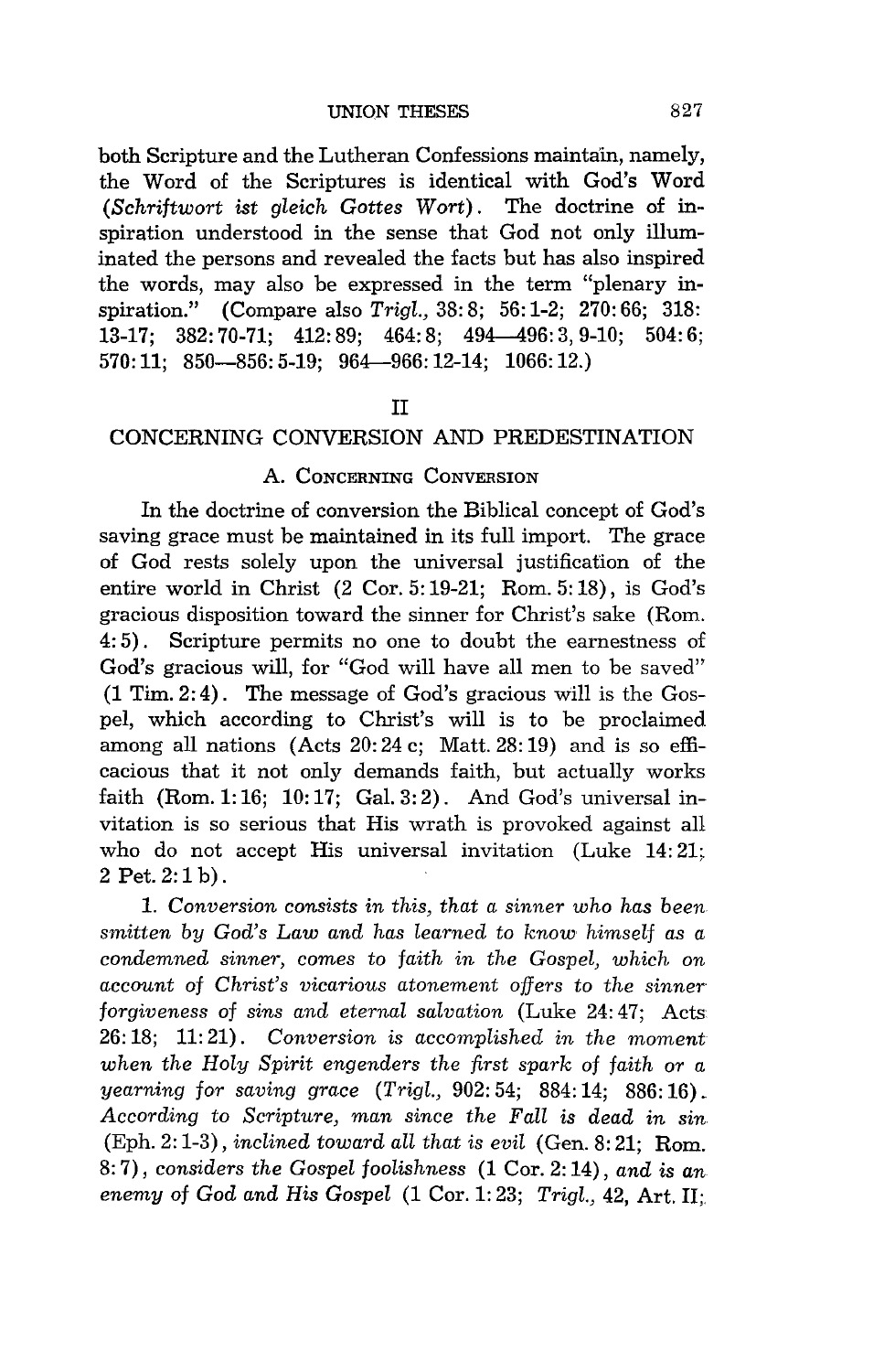both Scripture and the Lutheran Confessions maintain, namely, the Word of the Scriptures is identical with God's Word (*Schriftwort ist gleich Gottes Wort*). The doctrine of inspiration understood in the sense that God not only illuminated the persons and revealed the facts but has also inspired the words, may also be expressed in the term "plenary inspiration." (Compare also *Trigl.*, 38: 8; 56: 1-2; 270: 66; 318: 13-17; 382: 70-71; 412: 89; 464: 8; 494—496: 3, 9-10; 504: 6; 570: 11; 850—856: 5-19; 964—966: 12-14; 1066: 12.)

## II

## CONCERNING CONVERSION AND PREDESTINATION

### A. Concerning Conversion

In the doctrine of conversion the Biblical concept of God's saving grace must be maintained in its full import. The grace of God rests solely upon the universal justification of the entire world in Christ (2 Cor. 5: 19-21; Rom. 5: 18), is God's gracious disposition toward the sinner for Christ's sake (Rom. 4: 5). Scripture permits no one to doubt the earnestness of God's gracious will, for "God will have all men to be saved" (1 Tim. 2: 4). The message of God's gracious will is the Gospel, which according to Christ's will is to be proclaimed among all nations (Acts 20: 24 c; Matt. 28: 19) and is so efficacious that it not only demands faith, but actually works faith (Rom. 1: 16; 10: 17; Gal. 3: 2). And God's universal invitation is so serious that His wrath is provoked against all who do not accept His universal invitation (Luke 14: 21; 2 Pet. 2: 1 b).

1. *Conversion consists in this, that a sinner who has been smitten by God's Law and has learned to know himself as a condemned sinner, comes to faith in the Gospel, which on account of Christ's vicarious atonement offers to the sinner forgiveness of sins and eternal salvation* (Luke 24: 47; Acts 26: 18; 11: 21). *Conversion is accomplished in the moment when the Holy Spirit engenders the first spark of faith or a yearning for saving grace* (*Trigl.*, 902: 54; 884: 14; 886: 16). *According to Scripture, man since the Fall is dead in sin* (Eph. 2: 1-3), *inclined toward all that is evil* (Gen. 8: 21; Rom. 8: 7), *considers the Gospel foolishness* (1 Cor. 2: 14), *and is an enemy of God and His Gospel* (1 Cor. 1: 23; *Trigl.*, 42, Art. II;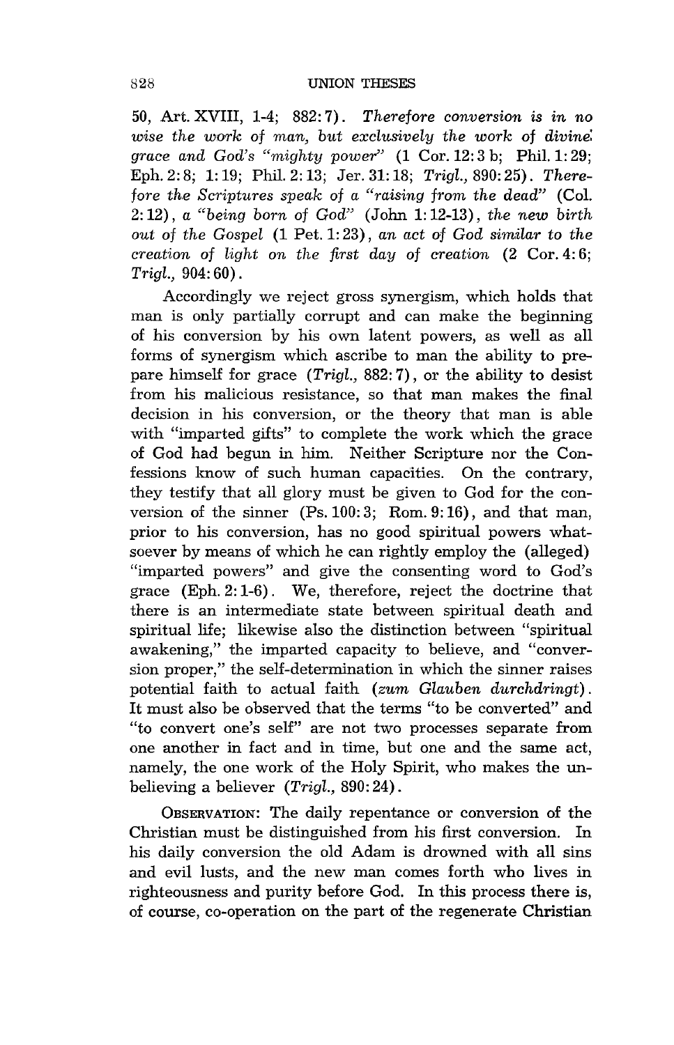50, Art. XVIII, 1-4; 882:7). *Therefore conversion is in no wise the work of man, but exclusively the work of divine grace and God's "mighty power"* (1 Cor. 12:3 b; Phil. 1:29; Eph. 2:8; 1:19; Phil. 2:13; Jer. 31:18; *Trigl.,* 890:25). *Therefore the Scriptures speak of a "raising from the dead"* (Col. 2:12), *a "being born of God"* (John 1:12-13), *the new birth out of the Gospel* (1 Pet. 1:23), *an act of God similar to the creation of light on the first day of creation* (2 Cor. 4:6; *Trigl.,* 904:60).

Accordingly we reject gross synergism, which holds that man is only partially corrupt and can make the beginning of his conversion by his own latent powers, as well as all forms of synergism which ascribe to man the ability to prepare himself for grace (*Trigl.,* 882:7), or the ability to desist from his malicious resistance, so that man makes the final decision in his conversion, or the theory that man is able with "imparted gifts" to complete the work which the grace of God had begun in him. Neither Scripture nor the Confessions know of such human capacities. On the contrary, they testify that all glory must be given to God for the conversion of the sinner (Ps. 100:3; Rom. 9:16), and that man, prior to his conversion, has no good spiritual powers whatsoever by means of which he can rightly employ the (alleged) "imparted powers" and give the consenting word to God's grace (Eph. 2:1-6). We, therefore, reject the doctrine that there is an intermediate state between spiritual death and spiritual life; likewise also the distinction between "spiritual awakening," the imparted capacity to believe, and "conversion proper," the self-determination in which the sinner raises potential faith to actual faith (*zum Glauben durchdringt*). It must also be observed that the terms "to be converted" and "to convert one's self" are not two processes separate from one another in fact and in time, but one and the same act, namely, the one work of the Holy Spirit, who makes the unbelieving a believer (*Trigl.,* 890:24).

OBSERVATION: The daily repentance or conversion of the Christian must be distinguished from his first conversion. In his daily conversion the old Adam is drowned with all sins and evil lusts, and the new man comes forth who lives in righteousness and purity before God. In this process there is, of course, co-operation on the part of the regenerate Christian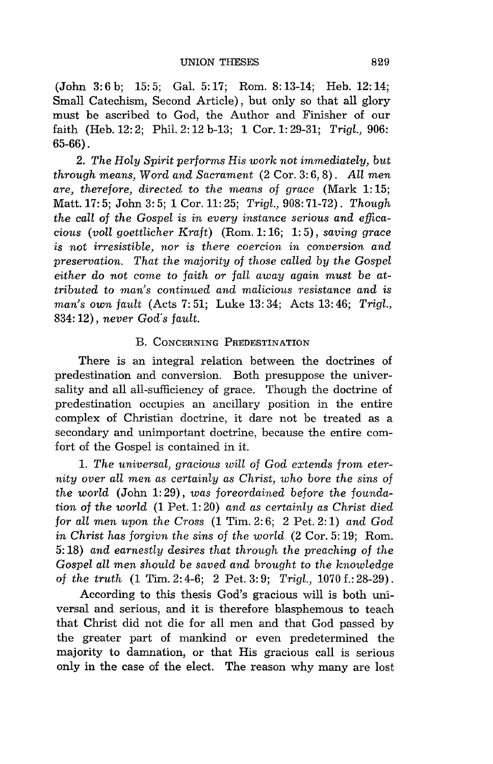(John 3:6 b; 15:5; Gal. 5:17; Rom. 8:13-14; Heb. 12:14; Small Catechism, Second Article), but only so that all glory must be ascribed to God, the Author and Finisher of our faith (Heb. 12:2; Phil. 2:12 b-13; 1 Cor. 1:29-31; *Trigl.,* 906: 65-66).

2. *The Holy Spirit performs His work not immediately, but through means, Word and Sacrament* (2 Cor. 3:6, 8). *All men are, therefore, directed to the means of grace* (Mark 1:15; Matt. 17:5; John 3:5; 1 Cor. 11:25; *Trigl.,* 908:71-72). *Though the call of the Gospel is in every instance serious and efficacious (voll goettlicher Kraft)* (Rom. 1:16; 1:5), *saving grace is not irresistible, nor is there coercion in conversion and preservation. That the majority of those called by the Gospel either do not come to faith or fall away again must be attributed to man's continued and malicious resistance and is man's own fault* (Acts 7:51; Luke 13:34; Acts 13:46; *Trigl.,* 834:12), *never God's fault.*

### B. Concerning Predestination

There is an integral relation between the doctrines of predestination and conversion. Both presuppose the universality and all all-sufficiency of grace. Though the doctrine of predestination occupies an ancillary position in the entire complex of Christian doctrine, it dare not be treated as a secondary and unimportant doctrine, because the entire comfort of the Gospel is contained in it.

1. *The universal, gracious will of God extends from eternity over all men as certainly as Christ, who bore the sins of the world* (John 1:29), *was foreordained before the foundation of the world* (1 Pet. 1:20) *and as certainly as Christ died for all men upon the Cross* (1 Tim. 2:6; 2 Pet. 2:1) *and God in Christ has forgivn the sins of the world* (2 Cor. 5:19; Rom. 5:18) *and earnestly desires that through the preaching of the Gospel all men should be saved and brought to the knowledge of the truth* (1 Tim. 2:4-6; 2 Pet. 3:9; *Trigl.,* 1070 f.:28-29).

According to this thesis God's gracious will is both universal and serious, and it is therefore blasphemous to teach that Christ did not die for all men and that God passed by the greater part of mankind or even predetermined the majority to damnation, or that His gracious call is serious only in the case of the elect. The reason why many are lost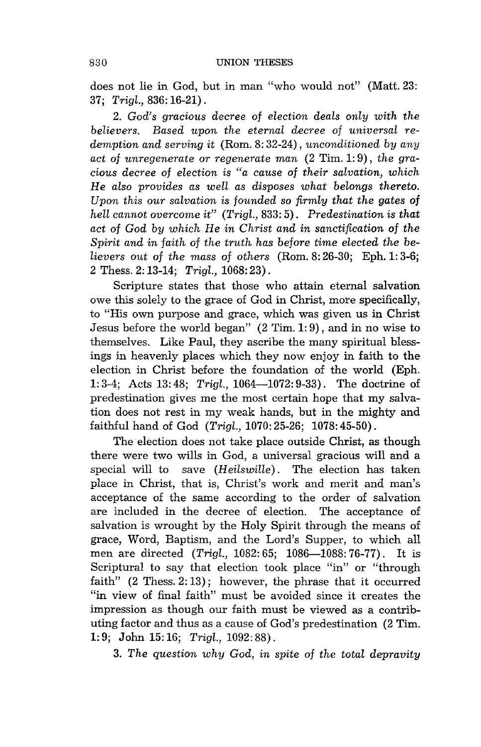does not lie in God, but in man "who would not" (Matt. 23: 37; *Trigl.*, 836:16-21).

2. *God's gracious decree of election deals only with the believers. Based upon the eternal decree of universal redemption and serving it* (Rom. 8:32-24), *unconditioned by any act of unregenerate or regenerate man* (2 Tim. 1:9), *the gracious decree of election is "a cause of their salvation, which He also provides as well as disposes what belongs thereto. Upon this our salvation is founded so firmly that the gates of hell cannot overcome it"* (*Trigl.*, 833:5). *Predestination is that act of God by which He in Christ and in sanctification of the Spirit and in faith of the truth has before time elected the believers out of the mass of others* (Rom. 8:26-30; Eph. 1:3-6; 2 Thess. 2:13-14; *Trigl.*, 1068:23).

Scripture states that those who attain eternal salvation owe this solely to the grace of God in Christ, more specifically, to "His own purpose and grace, which was given us in Christ Jesus before the world began" (2 Tim. 1:9), and in no wise to themselves. Like Paul, they ascribe the many spiritual blessings in heavenly places which they now enjoy in faith to the election in Christ before the foundation of the world (Eph. 1:3-4; Acts 13:48; *Trigl.*, 1064—1072:9-33). The doctrine of predestination gives me the most certain hope that my salvation does not rest in my weak hands, but in the mighty and faithful hand of God (*Trigl.*, 1070:25-26; 1078:45-50).

The election does not take place outside Christ, as though there were two wills in God, a universal gracious will and a special will to save (*Heilswille*). The election has taken place in Christ, that is, Christ's work and merit and man's acceptance of the same according to the order of salvation are included in the decree of election. The acceptance of salvation is wrought by the Holy Spirit through the means of grace, Word, Baptism, and the Lord's Supper, to which all men are directed (*Trigl.*, 1082:65; 1086—1088:76-77). It is Scriptural to say that election took place "in" or "through faith" (2 Thess. 2:13); however, the phrase that it occurred "in view of final faith" must be avoided since it creates the impression as though our faith must be viewed as a contributing factor and thus as a cause of God's predestination (2 Tim. 1:9; John 15:16; *Trigl.*, 1092:88).

3. *The question why God, in spite of the total depravity*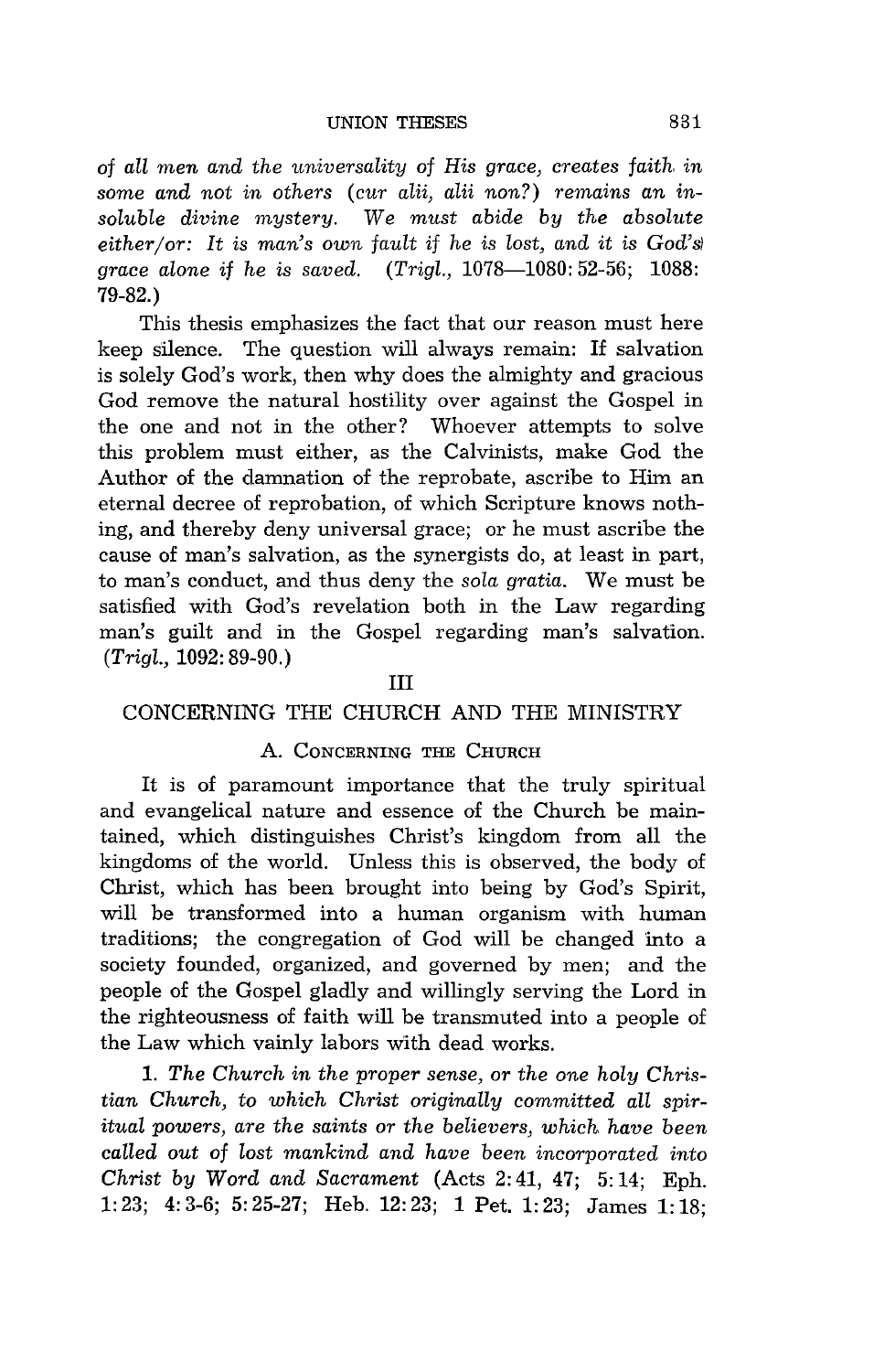*of all men and the universality of His grace, creates faith in some and not in others (cur alii, alii non?) remains an insoluble divine mystery. We must abide by the absolute either/or: It is man's own fault if he is lost, and it is God's grace alone if he is saved.* (*Trigl.*, 1078—1080: 52-56; 1088: 79-82.)

This thesis emphasizes the fact that our reason must here keep silence. The question will always remain: If salvation is solely God's work, then why does the almighty and gracious God remove the natural hostility over against the Gospel in the one and not in the other? Whoever attempts to solve this problem must either, as the Calvinists, make God the Author of the damnation of the reprobate, ascribe to Him an eternal decree of reprobation, of which Scripture knows nothing, and thereby deny universal grace; or he must ascribe the cause of man's salvation, as the synergists do, at least in part, to man's conduct, and thus deny the *sola gratia*. We must be satisfied with God's revelation both in the Law regarding man's guilt and in the Gospel regarding man's salvation. (*Trigl.*, 1092: 89-90.)

## III

## CONCERNING THE CHURCH AND THE MINISTRY

### A. Concerning the Church

It is of paramount importance that the truly spiritual and evangelical nature and essence of the Church be maintained, which distinguishes Christ's kingdom from all the kingdoms of the world. Unless this is observed, the body of Christ, which has been brought into being by God's Spirit, will be transformed into a human organism with human traditions; the congregation of God will be changed into a society founded, organized, and governed by men; and the people of the Gospel gladly and willingly serving the Lord in the righteousness of faith will be transmuted into a people of the Law which vainly labors with dead works.

1. *The Church in the proper sense, or the one holy Christian Church, to which Christ originally committed all spiritual powers, are the saints or the believers, which have been called out of lost mankind and have been incorporated into Christ by Word and Sacrament* (Acts 2:41, 47; 5:14; Eph. 1:23; 4:3-6; 5:25-27; Heb. 12:23; 1 Pet. 1:23; James 1:18;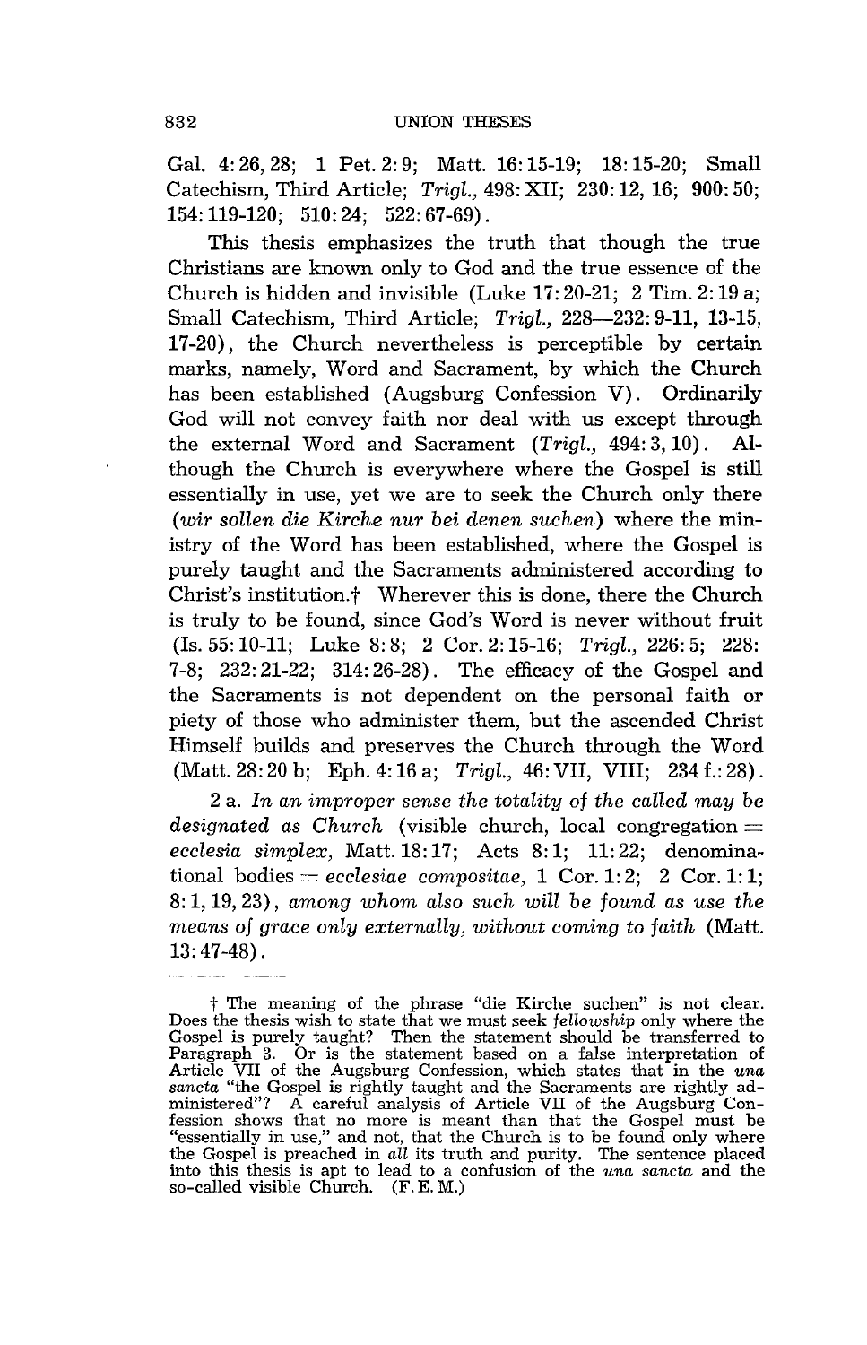Gal. 4:26, 28; 1 Pet. 2:9; Matt. 16:15-19; 18:15-20; Small Catechism, Third Article; *Trigl.*, 498: XII; 230: 12, 16; 900: 50; 154: 119-120; 510: 24; 522: 67-69).

This thesis emphasizes the truth that though the true Christians are known only to God and the true essence of the Church is hidden and invisible (Luke 17:20-21; 2 Tim. 2:19 a; Small Catechism, Third Article; *Trigl.*, 228—232: 9-11, 13-15, 17-20), the Church nevertheless is perceptible by certain marks, namely, Word and Sacrament, by which the Church has been established (Augsburg Confession V). Ordinarily God will not convey faith nor deal with us except through the external Word and Sacrament (*Trigl.*, 494: 3, 10). Although the Church is everywhere where the Gospel is still essentially in use, yet we are to seek the Church only there (*wir sollen die Kirche nur bei denen suchen*) where the ministry of the Word has been established, where the Gospel is purely taught and the Sacraments administered according to Christ's institution.† Wherever this is done, there the Church is truly to be found, since God's Word is never without fruit (Is. 55:10-11; Luke 8:8; 2 Cor. 2:15-16; *Trigl.*, 226: 5; 228: 7-8; 232: 21-22; 314: 26-28). The efficacy of the Gospel and the Sacraments is not dependent on the personal faith or piety of those who administer them, but the ascended Christ Himself builds and preserves the Church through the Word (Matt. 28:20 b; Eph. 4:16 a; *Trigl.*, 46: VII, VIII; 234 f.: 28).

2 a. *In an improper sense the totality of the called may be designated as Church* (visible church, local congregation = *ecclesia simplex*, Matt. 18:17; Acts 8:1; 11:22; denominational bodies = *ecclesiae compositae*, 1 Cor. 1:2; 2 Cor. 1:1; 8:1, 19, 23), *among whom also such will be found as use the means of grace only externally, without coming to faith* (Matt. 13:47-48).

---

† The meaning of the phrase "die Kirche suchen" is not clear. Does the thesis wish to state that we must seek *fellowship* only where the Gospel is purely taught? Then the statement should be transferred to Paragraph 3. Or is the statement based on a false interpretation of Article VII of the Augsburg Confession, which states that in the *una sancta* "the Gospel is rightly taught and the Sacraments are rightly administered"? A careful analysis of Article VII of the Augsburg Confession shows that no more is meant than that the Gospel must be "essentially in use," and not, that the Church is to be found only where the Gospel is preached in *all* its truth and purity. The sentence placed into this thesis is apt to lead to a confusion of the *una sancta* and the so-called visible Church. (F. E. M.)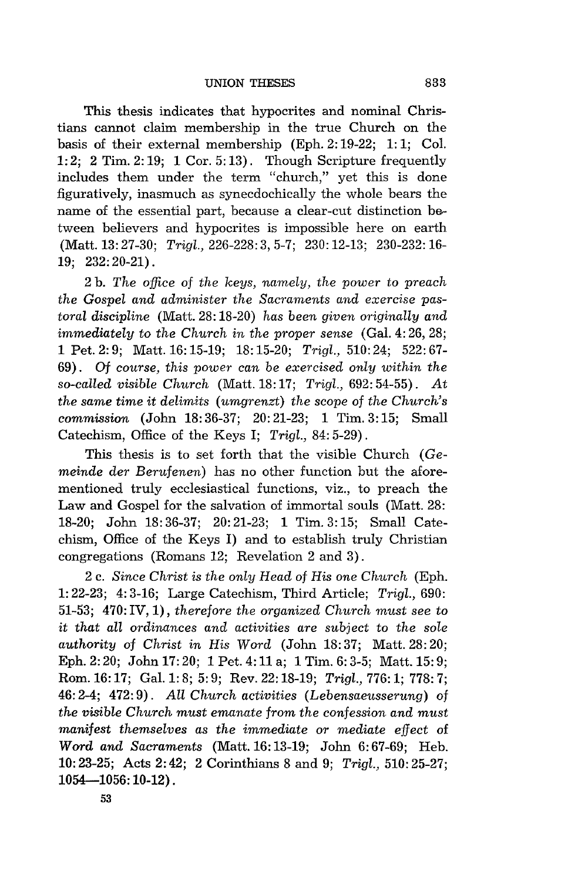This thesis indicates that hypocrites and nominal Christians cannot claim membership in the true Church on the basis of their external membership (Eph. 2:19-22; 1:1; Col. 1:2; 2 Tim. 2:19; 1 Cor. 5:13). Though Scripture frequently includes them under the term "church," yet this is done figuratively, inasmuch as synecdochically the whole bears the name of the essential part, because a clear-cut distinction between believers and hypocrites is impossible here on earth (Matt. 13:27-30; *Trigl.*, 226-228:3, 5-7; 230:12-13; 230-232:16-19; 232:20-21).

2 b. *The office of the keys, namely, the power to preach the Gospel and administer the Sacraments and exercise pastoral discipline* (Matt. 28:18-20) *has been given originally and immediately to the Church in the proper sense* (Gal. 4:26, 28; 1 Pet. 2:9; Matt. 16:15-19; 18:15-20; *Trigl.*, 510:24; 522:67-69). *Of course, this power can be exercised only within the so-called visible Church* (Matt. 18:17; *Trigl.*, 692:54-55). *At the same time it delimits (umgrenzt) the scope of the Church's commission* (John 18:36-37; 20:21-23; 1 Tim. 3:15; Small Catechism, Office of the Keys I; *Trigl.*, 84:5-29).

This thesis is to set forth that the visible Church (*Gemeinde der Berufenen*) has no other function but the aforementioned truly ecclesiastical functions, viz., to preach the Law and Gospel for the salvation of immortal souls (Matt. 28:18-20; John 18:36-37; 20:21-23; 1 Tim. 3:15; Small Catechism, Office of the Keys I) and to establish truly Christian congregations (Romans 12; Revelation 2 and 3).

2 c. *Since Christ is the only Head of His one Church* (Eph. 1:22-23; 4:3-16; Large Catechism, Third Article; *Trigl.*, 690:51-53; 470:IV, 1), *therefore the organized Church must see to it that all ordinances and activities are subject to the sole authority of Christ in His Word* (John 18:37; Matt. 28:20; Eph. 2:20; John 17:20; 1 Pet. 4:11 a; 1 Tim. 6:3-5; Matt. 15:9; Rom. 16:17; Gal. 1:8; 5:9; Rev. 22:18-19; *Trigl.*, 776:1; 778:7; 46:2-4; 472:9). *All Church activities (Lebensaeusserung) of the visible Church must emanate from the confession and must manifest themselves as the immediate or mediate effect* of *Word and Sacraments* (Matt. 16:13-19; John 6:67-69; Heb. 10:23-25; Acts 2:42; 2 Corinthians 8 and 9; *Trigl.*, 510:25-27; 1054—1056:10-12).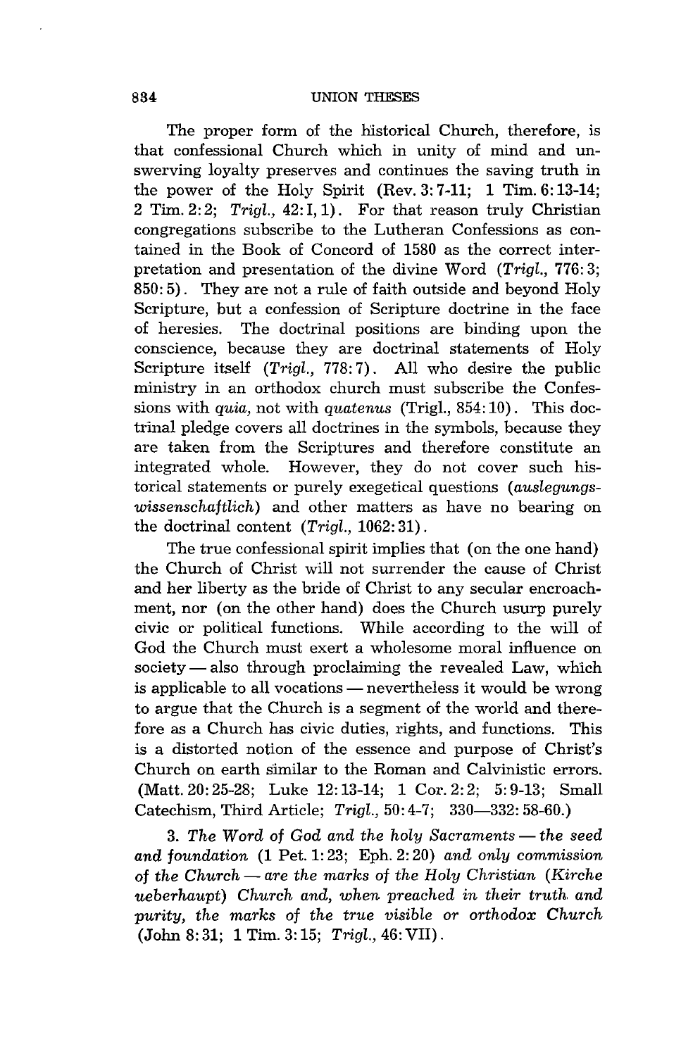The proper form of the historical Church, therefore, is that confessional Church which in unity of mind and unswerving loyalty preserves and continues the saving truth in the power of the Holy Spirit (Rev. 3:7-11; 1 Tim. 6:13-14; 2 Tim. 2:2; *Trigl.*, 42:I, 1). For that reason truly Christian congregations subscribe to the Lutheran Confessions as contained in the Book of Concord of 1580 as the correct interpretation and presentation of the divine Word (*Trigl.*, 776:3; 850:5). They are not a rule of faith outside and beyond Holy Scripture, but a confession of Scripture doctrine in the face of heresies. The doctrinal positions are binding upon the conscience, because they are doctrinal statements of Holy Scripture itself (*Trigl.*, 778:7). All who desire the public ministry in an orthodox church must subscribe the Confessions with *quia*, not with *quatenus* (Trigl., 854:10). This doctrinal pledge covers all doctrines in the symbols, because they are taken from the Scriptures and therefore constitute an integrated whole. However, they do not cover such historical statements or purely exegetical questions (*auslegungswissenschaftlich*) and other matters as have no bearing on the doctrinal content (*Trigl.*, 1062:31).

The true confessional spirit implies that (on the one hand) the Church of Christ will not surrender the cause of Christ and her liberty as the bride of Christ to any secular encroachment, nor (on the other hand) does the Church usurp purely civic or political functions. While according to the will of God the Church must exert a wholesome moral influence on society — also through proclaiming the revealed Law, which is applicable to all vocations — nevertheless it would be wrong to argue that the Church is a segment of the world and therefore as a Church has civic duties, rights, and functions. This is a distorted notion of the essence and purpose of Christ's Church on earth similar to the Roman and Calvinistic errors. (Matt. 20:25-28; Luke 12:13-14; 1 Cor. 2:2; 5:9-13; Small Catechism, Third Article; *Trigl.*, 50:4-7; 330—332:58-60.)

3. *The Word of God and the holy Sacraments — the seed and foundation* (1 Pet. 1:23; Eph. 2:20) *and only commission of the Church — are the marks of the Holy Christian* (*Kirche ueberhaupt*) *Church and, when preached in their truth and purity, the marks of the true visible or orthodox Church* (John 8:31; 1 Tim. 3:15; *Trigl.*, 46:VII).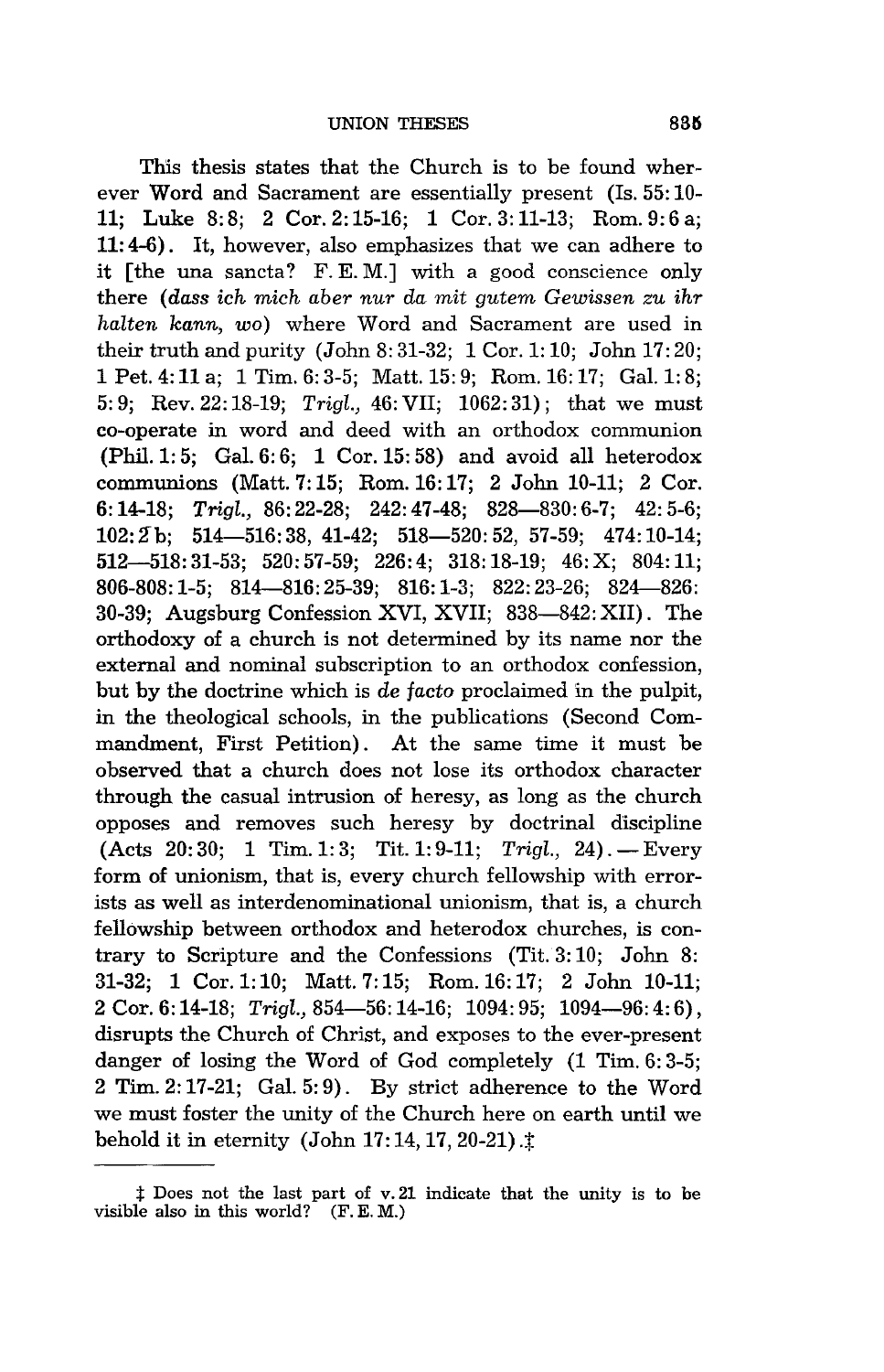This thesis states that the Church is to be found wherever Word and Sacrament are essentially present (Is. 55:10-11; Luke 8:8; 2 Cor. 2:15-16; 1 Cor. 3:11-13; Rom. 9:6 a; 11:4-6). It, however, also emphasizes that we can adhere to it [the una sancta? F. E. M.] with a good conscience only there (*dass ich mich aber nur da mit gutem Gewissen zu ihr halten kann, wo*) where Word and Sacrament are used in their truth and purity (John 8:31-32; 1 Cor. 1:10; John 17:20; 1 Pet. 4:11 a; 1 Tim. 6:3-5; Matt. 15:9; Rom. 16:17; Gal. 1:8; 5:9; Rev. 22:18-19; *Trigl.*, 46:VII; 1062:31); that we must co-operate in word and deed with an orthodox communion (Phil. 1:5; Gal. 6:6; 1 Cor. 15:58) and avoid all heterodox communions (Matt. 7:15; Rom. 16:17; 2 John 10-11; 2 Cor. 6:14-18; *Trigl.*, 86:22-28; 242:47-48; 828—830:6-7; 42:5-6; 102:2 b; 514—516:38, 41-42; 518—520:52, 57-59; 474:10-14; 512—518:31-53; 520:57-59; 226:4; 318:18-19; 46:X; 804:11; 806-808:1-5; 814—816:25-39; 816:1-3; 822:23-26; 824—826: 30-39; Augsburg Confession XVI, XVII; 838—842:XII). The orthodoxy of a church is not determined by its name nor the external and nominal subscription to an orthodox confession, but by the doctrine which is *de facto* proclaimed in the pulpit, in the theological schools, in the publications (Second Commandment, First Petition). At the same time it must be observed that a church does not lose its orthodox character through the casual intrusion of heresy, as long as the church opposes and removes such heresy by doctrinal discipline (Acts 20:30; 1 Tim. 1:3; Tit. 1:9-11; *Trigl.*, 24). — Every form of unionism, that is, every church fellowship with errorists as well as interdenominational unionism, that is, a church fellowship between orthodox and heterodox churches, is contrary to Scripture and the Confessions (Tit. 3:10; John 8: 31-32; 1 Cor. 1:10; Matt. 7:15; Rom. 16:17; 2 John 10-11; 2 Cor. 6:14-18; *Trigl.*, 854—56:14-16; 1094:95; 1094—96:4:6), disrupts the Church of Christ, and exposes to the ever-present danger of losing the Word of God completely (1 Tim. 6:3-5; 2 Tim. 2:17-21; Gal. 5:9). By strict adherence to the Word we must foster the unity of the Church here on earth until we behold it in eternity (John 17:14, 17, 20-21).‡

‡ Does not the last part of v. 21 indicate that the unity is to be visible also in this world? (F. E. M.)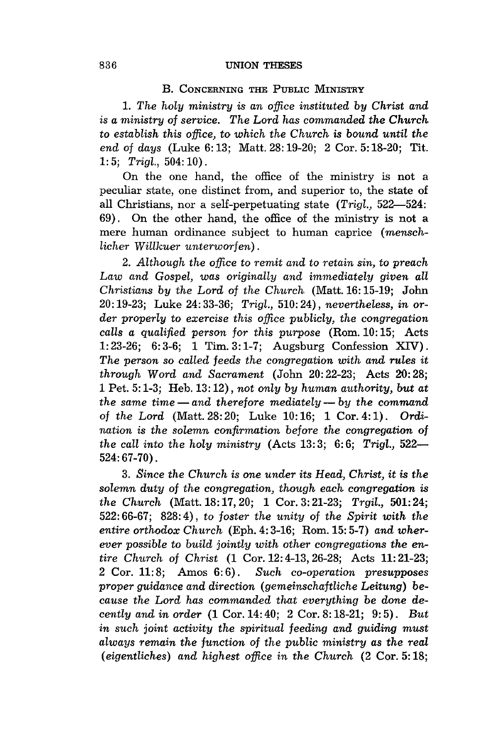### B. Concerning the Public Ministry

1. *The holy ministry is an office instituted by Christ and is a ministry of service. The Lord has commanded the Church to establish this office, to which the Church is bound until the end of days* (Luke 6:13; Matt. 28:19-20; 2 Cor. 5:18-20; Tit. 1:5; *Trigl.*, 504:10).

On the one hand, the office of the ministry is not a peculiar state, one distinct from, and superior to, the state of all Christians, nor a self-perpetuating state (*Trigl.*, 522—524: 69). On the other hand, the office of the ministry is not a mere human ordinance subject to human caprice (*menschlicher Willkuer unterworfen*).

2. *Although the office to remit and to retain sin, to preach Law and Gospel, was originally and immediately given all Christians by the Lord of the Church* (Matt. 16:15-19; John 20:19-23; Luke 24:33-36; *Trigl.*, 510:24), *nevertheless, in order properly to exercise this office publicly, the congregation calls a qualified person for this purpose* (Rom. 10:15; Acts 1:23-26; 6:3-6; 1 Tim. 3:1-7; Augsburg Confession XIV). *The person so called feeds the congregation with and rules it through Word and Sacrament* (John 20:22-23; Acts 20:28; 1 Pet. 5:1-3; Heb. 13:12), *not only by human authority, but at the same time — and therefore mediately — by the command of the Lord* (Matt. 28:20; Luke 10:16; 1 Cor. 4:1). *Ordination is the solemn confirmation before the congregation of the call into the holy ministry* (Acts 13:3; 6:6; *Trigl.*, 522—524:67-70).

3. *Since the Church is one under its Head, Christ, it is the solemn duty of the congregation, though each congregation is the Church* (Matt. 18:17, 20; 1 Cor. 3:21-23; *Trgil.*, 501:24; 522:66-67; 828:4), *to foster the unity of the Spirit with the entire orthodox Church* (Eph. 4:3-16; Rom. 15:5-7) *and wherever possible to build jointly with other congregations the entire Church of Christ* (1 Cor. 12:4-13, 26-28; Acts 11:21-23; 2 Cor. 11:8; Amos 6:6). *Such co-operation presupposes proper guidance and direction* (*gemeinschaftliche Leitung*) *because the Lord has commanded that everything be done decently and in order* (1 Cor. 14:40; 2 Cor. 8:18-21; 9:5). *But in such joint activity the spiritual feeding and guiding must always remain the function of the public ministry as the real* (*eigentliches*) *and highest office in the Church* (2 Cor. 5:18;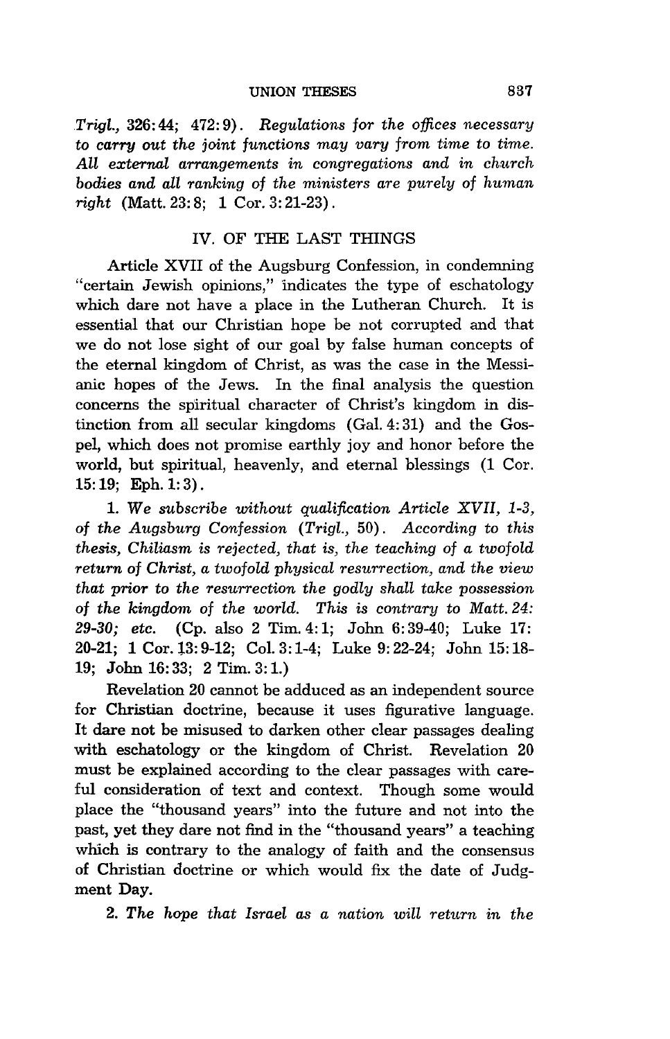Trigl., 326:44; 472:9). *Regulations for the offices necessary to carry out the joint functions may vary from time to time. All external arrangements in congregations and in church bodies and all ranking of the ministers are purely of human right* (Matt. 23:8; 1 Cor. 3:21-23).

## IV. OF THE LAST THINGS

Article XVII of the Augsburg Confession, in condemning "certain Jewish opinions," indicates the type of eschatology which dare not have a place in the Lutheran Church. It is essential that our Christian hope be not corrupted and that we do not lose sight of our goal by false human concepts of the eternal kingdom of Christ, as was the case in the Messianic hopes of the Jews. In the final analysis the question concerns the spiritual character of Christ's kingdom in distinction from all secular kingdoms (Gal. 4:31) and the Gospel, which does not promise earthly joy and honor before the world, but spiritual, heavenly, and eternal blessings (1 Cor. 15:19; Eph. 1:3).

1. *We subscribe without qualification Article XVII, 1-3, of the Augsburg Confession (Trigl., 50). According to this thesis, Chiliasm is rejected, that is, the teaching of a twofold return of Christ, a twofold physical resurrection, and the view that prior to the resurrection the godly shall take possession of the kingdom of the world. This is contrary to Matt. 24: 29-30; etc.* (Cp. also 2 Tim. 4:1; John 6:39-40; Luke 17: 20-21; 1 Cor. 13:9-12; Col. 3:1-4; Luke 9:22-24; John 15:18-19; John 16:33; 2 Tim. 3:1.)

Revelation 20 cannot be adduced as an independent source for Christian doctrine, because it uses figurative language. It dare not be misused to darken other clear passages dealing with eschatology or the kingdom of Christ. Revelation 20 must be explained according to the clear passages with careful consideration of text and context. Though some would place the "thousand years" into the future and not into the past, yet they dare not find in the "thousand years" a teaching which is contrary to the analogy of faith and the consensus of Christian doctrine or which would fix the date of Judgment Day.

2. *The hope that Israel as a nation will return in the*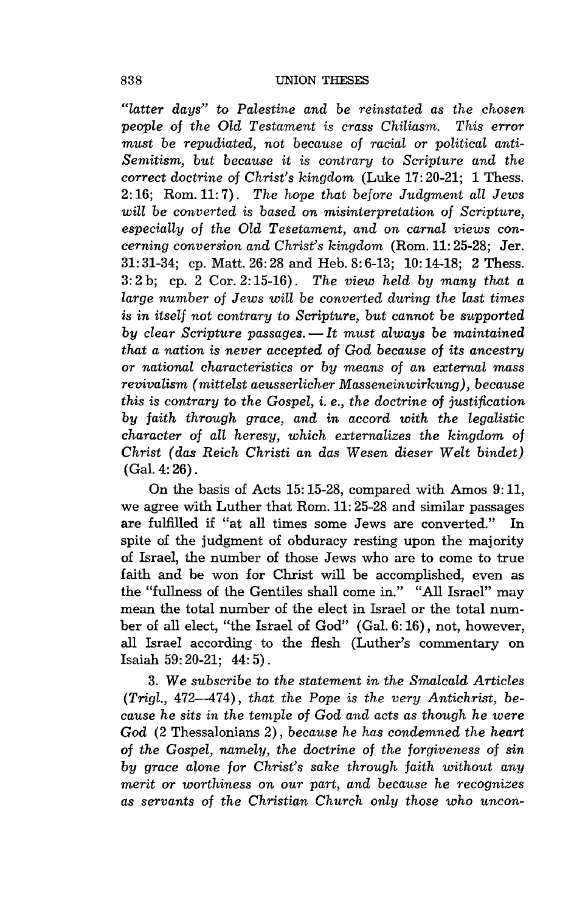*"latter days" to Palestine and be reinstated as the chosen people of the Old Testament is crass Chiliasm. This error must be repudiated, not because of racial or political anti-Semitism, but because it is contrary to Scripture and the correct doctrine of Christ's kingdom* (Luke 17:20-21; 1 Thess. 2:16; Rom. 11:7). *The hope that before Judgment all Jews will be converted is based on misinterpretation of Scripture, especially of the Old Tesetament, and on carnal views concerning conversion and Christ's kingdom* (Rom. 11:25-28; Jer. 31:31-34; cp. Matt. 26:28 and Heb. 8:6-13; 10:14-18; 2 Thess. 3:2 b; cp. 2 Cor. 2:15-16). *The view held by many that a large number of Jews will be converted during the last times is in itself not contrary to Scripture, but cannot be supported by clear Scripture passages. — It must always be maintained that a nation is never accepted of God because of its ancestry or national characteristics or by means of an external mass revivalism (mittelst aeusserlicher Masseneinwirkung), because this is contrary to the Gospel, i. e., the doctrine of justification by faith through grace, and in accord with the legalistic character of all heresy, which externalizes the kingdom of Christ (das Reich Christi an das Wesen dieser Welt bindet)* (Gal. 4:26).

On the basis of Acts 15:15-28, compared with Amos 9:11, we agree with Luther that Rom. 11:25-28 and similar passages are fulfilled if "at all times some Jews are converted." In spite of the judgment of obduracy resting upon the majority of Israel, the number of those Jews who are to come to true faith and be won for Christ will be accomplished, even as the "fullness of the Gentiles shall come in." "All Israel" may mean the total number of the elect in Israel or the total number of all elect, "the Israel of God" (Gal. 6:16), not, however, all Israel according to the flesh (Luther's commentary on Isaiah 59:20-21; 44:5).

3. *We subscribe to the statement in the Smalcald Articles (Trigl., 472—474), that the Pope is the very Antichrist, because he sits in the temple of God and acts as though he were God* (2 Thessalonians 2), *because he has condemned the heart of the Gospel, namely, the doctrine of the forgiveness of sin by grace alone for Christ's sake through faith without any merit or worthiness on our part, and because he recognizes as servants of the Christian Church only those who uncon-*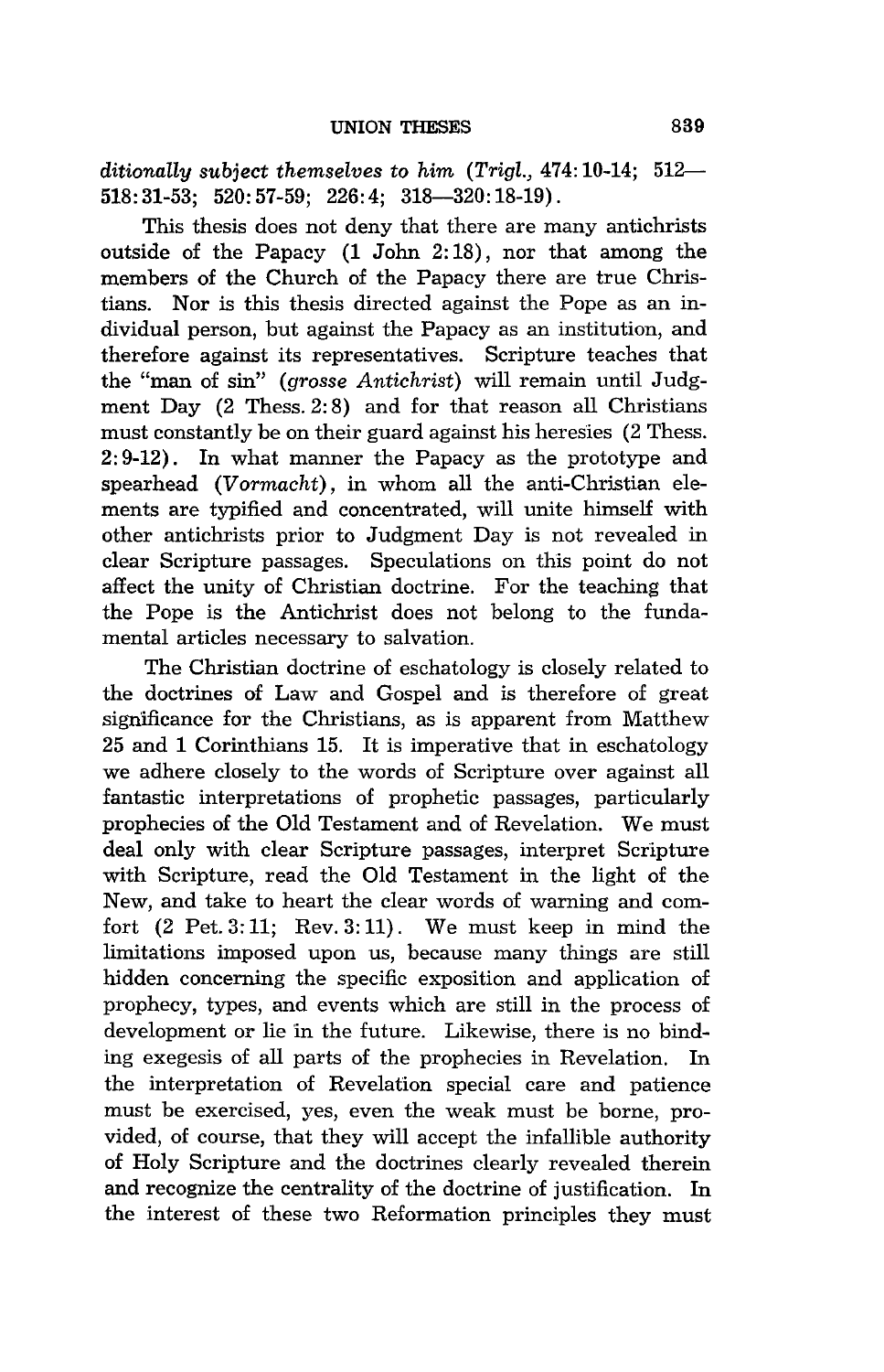*ditionally subject themselves to him* (*Trigl.*, 474:10-14; 512—518:31-53; 520:57-59; 226:4; 318—320:18-19).

This thesis does not deny that there are many antichrists outside of the Papacy (1 John 2:18), nor that among the members of the Church of the Papacy there are true Christians. Nor is this thesis directed against the Pope as an individual person, but against the Papacy as an institution, and therefore against its representatives. Scripture teaches that the "man of sin" (*grosse Antichrist*) will remain until Judgment Day (2 Thess. 2:8) and for that reason all Christians must constantly be on their guard against his heresies (2 Thess. 2:9-12). In what manner the Papacy as the prototype and spearhead (*Vormacht*), in whom all the anti-Christian elements are typified and concentrated, will unite himself with other antichrists prior to Judgment Day is not revealed in clear Scripture passages. Speculations on this point do not affect the unity of Christian doctrine. For the teaching that the Pope is the Antichrist does not belong to the fundamental articles necessary to salvation.

The Christian doctrine of eschatology is closely related to the doctrines of Law and Gospel and is therefore of great significance for the Christians, as is apparent from Matthew 25 and 1 Corinthians 15. It is imperative that in eschatology we adhere closely to the words of Scripture over against all fantastic interpretations of prophetic passages, particularly prophecies of the Old Testament and of Revelation. We must deal only with clear Scripture passages, interpret Scripture with Scripture, read the Old Testament in the light of the New, and take to heart the clear words of warning and comfort (2 Pet. 3:11; Rev. 3:11). We must keep in mind the limitations imposed upon us, because many things are still hidden concerning the specific exposition and application of prophecy, types, and events which are still in the process of development or lie in the future. Likewise, there is no binding exegesis of all parts of the prophecies in Revelation. In the interpretation of Revelation special care and patience must be exercised, yes, even the weak must be borne, provided, of course, that they will accept the infallible authority of Holy Scripture and the doctrines clearly revealed therein and recognize the centrality of the doctrine of justification. In the interest of these two Reformation principles they must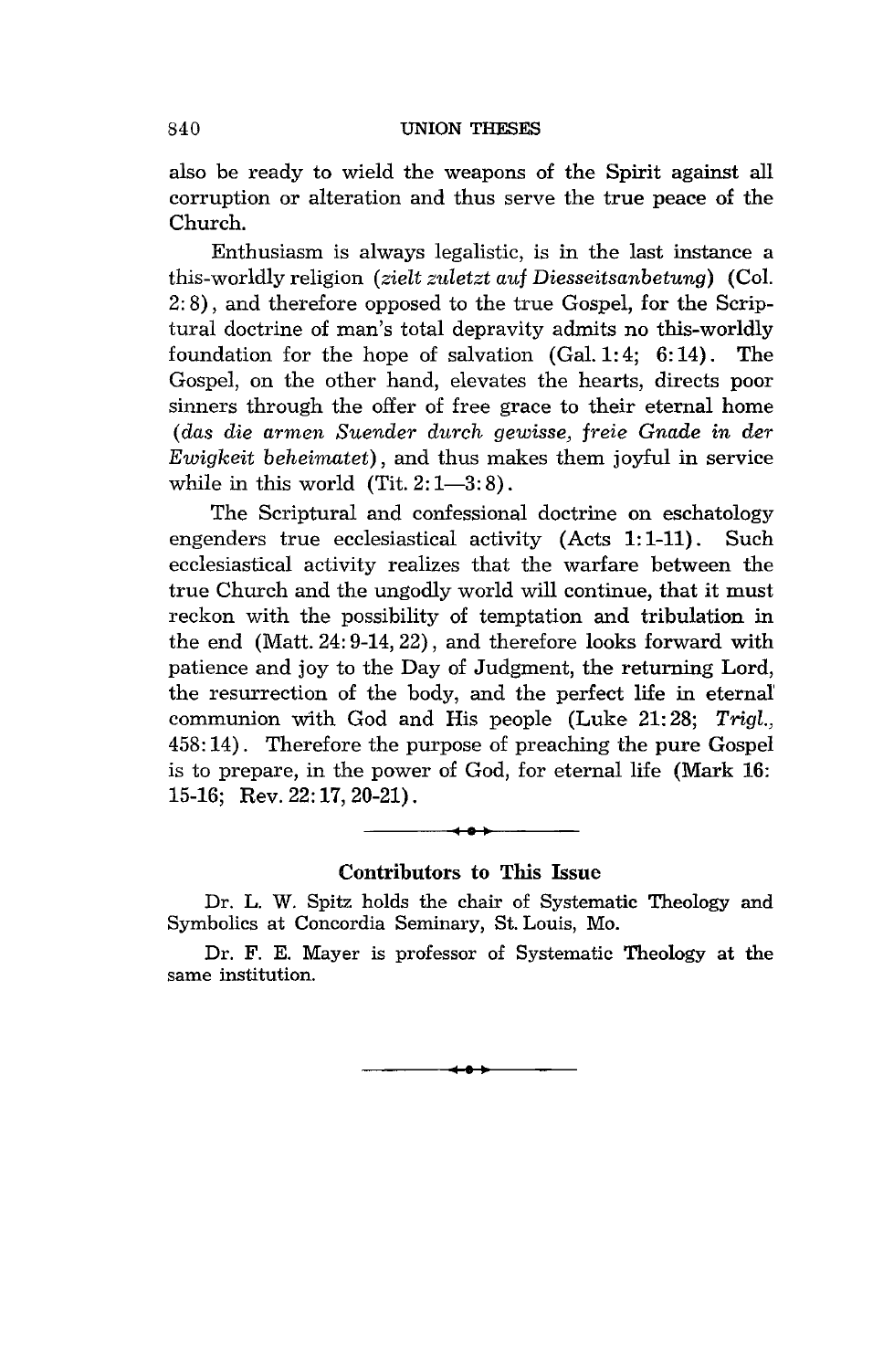also be ready to wield the weapons of the Spirit against all corruption or alteration and thus serve the true peace of the Church.

Enthusiasm is always legalistic, is in the last instance a this-worldly religion (*zielt zuletzt auf Diesseitsanbetung*) (Col. 2:8), and therefore opposed to the true Gospel, for the Scriptural doctrine of man's total depravity admits no this-worldly foundation for the hope of salvation (Gal. 1:4; 6:14). The Gospel, on the other hand, elevates the hearts, directs poor sinners through the offer of free grace to their eternal home (*das die armen Suender durch gewisse, freie Gnade in der Ewigkeit beheimatet*), and thus makes them joyful in service while in this world (Tit. 2:1—3:8).

The Scriptural and confessional doctrine on eschatology engenders true ecclesiastical activity (Acts 1:1-11). Such ecclesiastical activity realizes that the warfare between the true Church and the ungodly world will continue, that it must reckon with the possibility of temptation and tribulation in the end (Matt. 24:9-14, 22), and therefore looks forward with patience and joy to the Day of Judgment, the returning Lord, the resurrection of the body, and the perfect life in eternal communion with God and His people (Luke 21:28; *Trigl.*, 458:14). Therefore the purpose of preaching the pure Gospel is to prepare, in the power of God, for eternal life (Mark 16:15-16; Rev. 22:17, 20-21).

---

## Contributors to This Issue

Dr. L. W. Spitz holds the chair of Systematic Theology and Symbolics at Concordia Seminary, St. Louis, Mo.

Dr. F. E. Mayer is professor of Systematic Theology at the same institution.

---